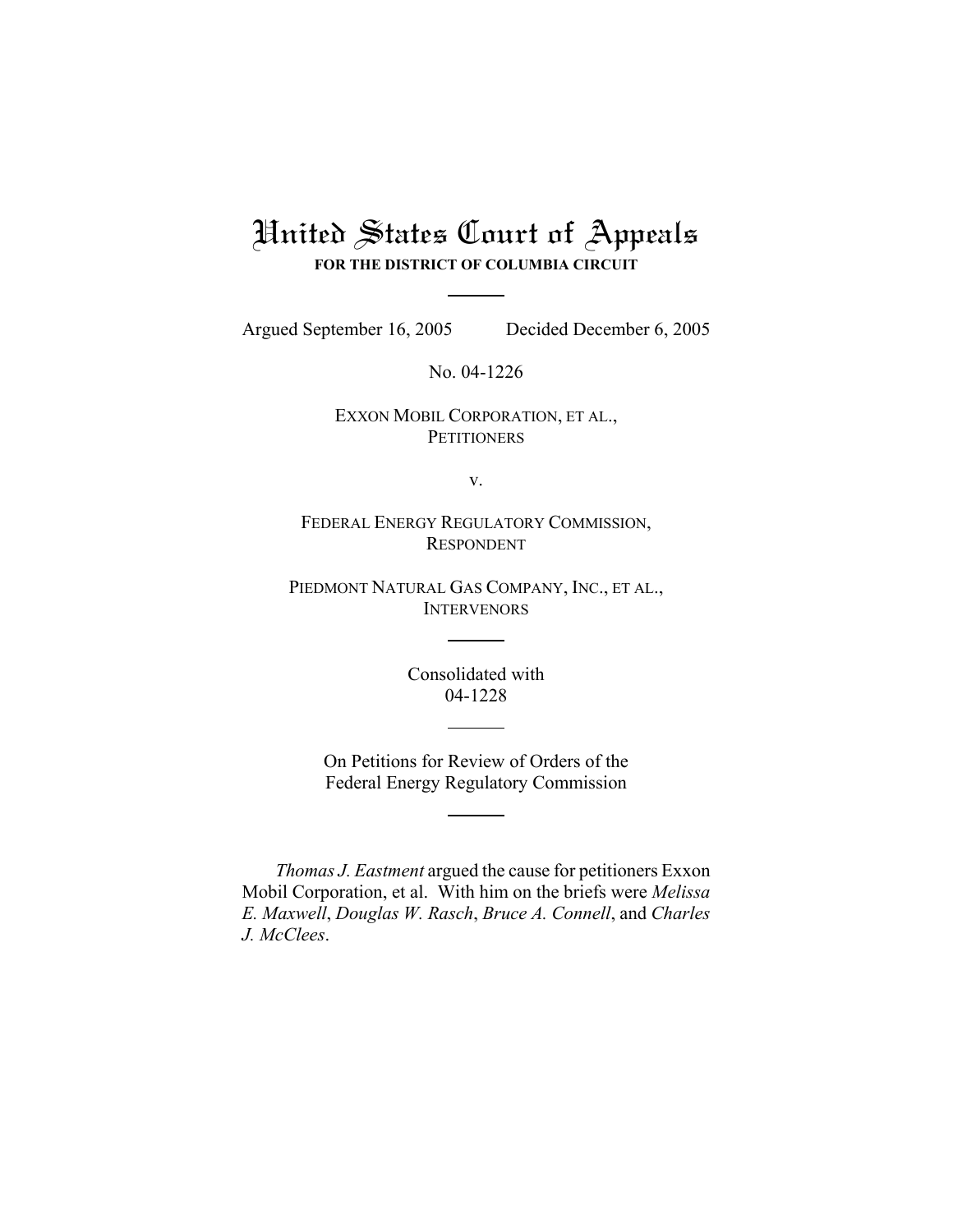# United States Court of Appeals

**FOR THE DISTRICT OF COLUMBIA CIRCUIT**

---

Argued September 16, 2005 Decided December 6, 2005

No. 04-1226

EXXON MOBIL CORPORATION, ET AL.,
PETITIONERS

v.

FEDERAL ENERGY REGULATORY COMMISSION,
RESPONDENT

PIEDMONT NATURAL GAS COMPANY, INC., ET AL.,
INTERVENORS

---

Consolidated with
04-1228

---

On Petitions for Review of Orders of the
Federal Energy Regulatory Commission

---

*Thomas J. Eastment* argued the cause for petitioners Exxon Mobil Corporation, et al. With him on the briefs were *Melissa E. Maxwell*, *Douglas W. Rasch*, *Bruce A. Connell*, and *Charles J. McClees*.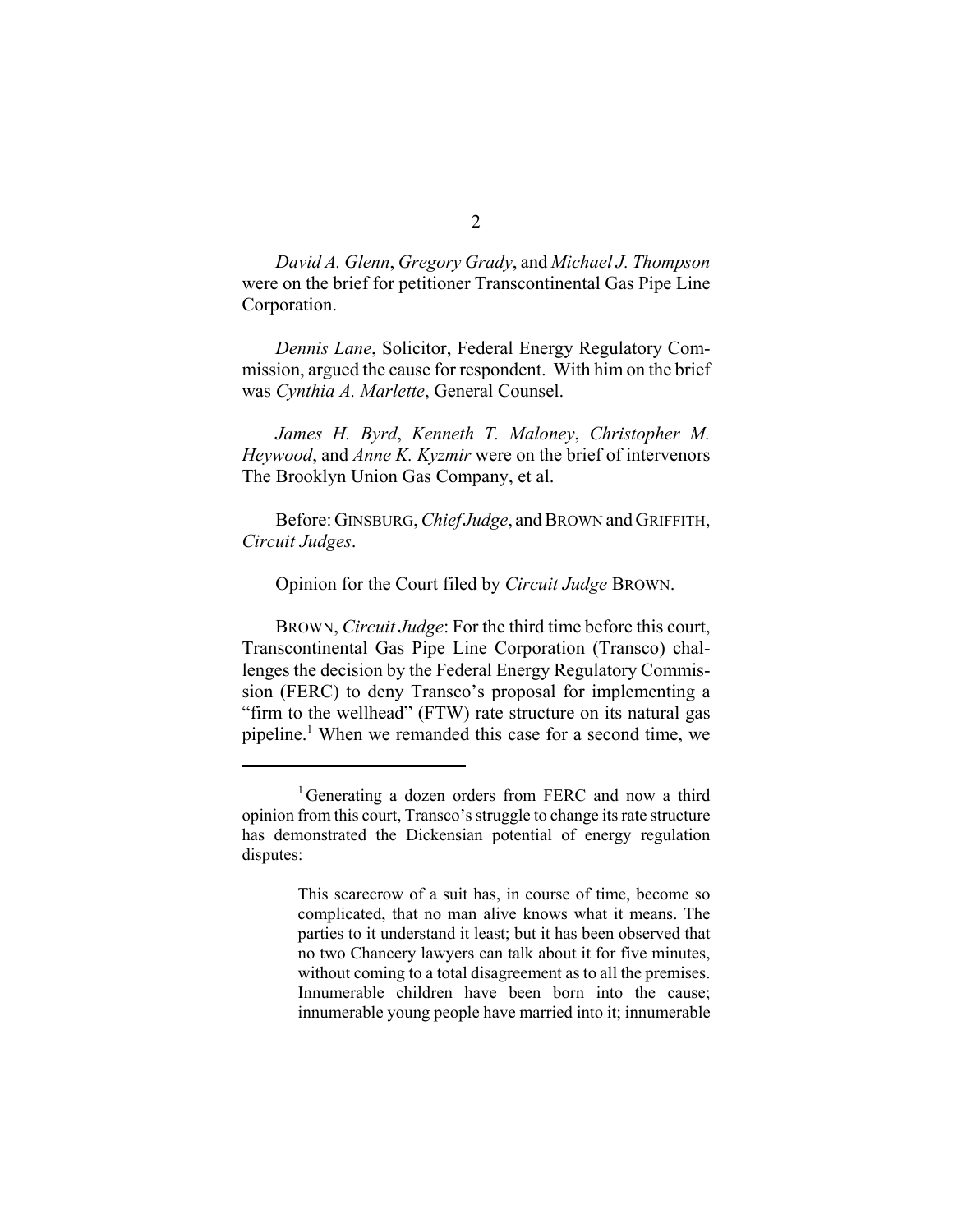*David A. Glenn*, *Gregory Grady*, and *Michael J. Thompson* were on the brief for petitioner Transcontinental Gas Pipe Line Corporation.

*Dennis Lane*, Solicitor, Federal Energy Regulatory Commission, argued the cause for respondent. With him on the brief was *Cynthia A. Marlette*, General Counsel.

*James H. Byrd*, *Kenneth T. Maloney*, *Christopher M. Heywood*, and *Anne K. Kyzmir* were on the brief of intervenors The Brooklyn Union Gas Company, et al.

Before: GINSBURG, *Chief Judge*, and BROWN and GRIFFITH, *Circuit Judges*.

Opinion for the Court filed by *Circuit Judge* BROWN.

BROWN, *Circuit Judge*: For the third time before this court, Transcontinental Gas Pipe Line Corporation (Transco) challenges the decision by the Federal Energy Regulatory Commission (FERC) to deny Transco's proposal for implementing a "firm to the wellhead" (FTW) rate structure on its natural gas pipeline.[1] When we remanded this case for a second time, we

---

[1] Generating a dozen orders from FERC and now a third opinion from this court, Transco's struggle to change its rate structure has demonstrated the Dickensian potential of energy regulation disputes:

> This scarecrow of a suit has, in course of time, become so complicated, that no man alive knows what it means. The parties to it understand it least; but it has been observed that no two Chancery lawyers can talk about it for five minutes, without coming to a total disagreement as to all the premises. Innumerable children have been born into the cause; innumerable young people have married into it; innumerable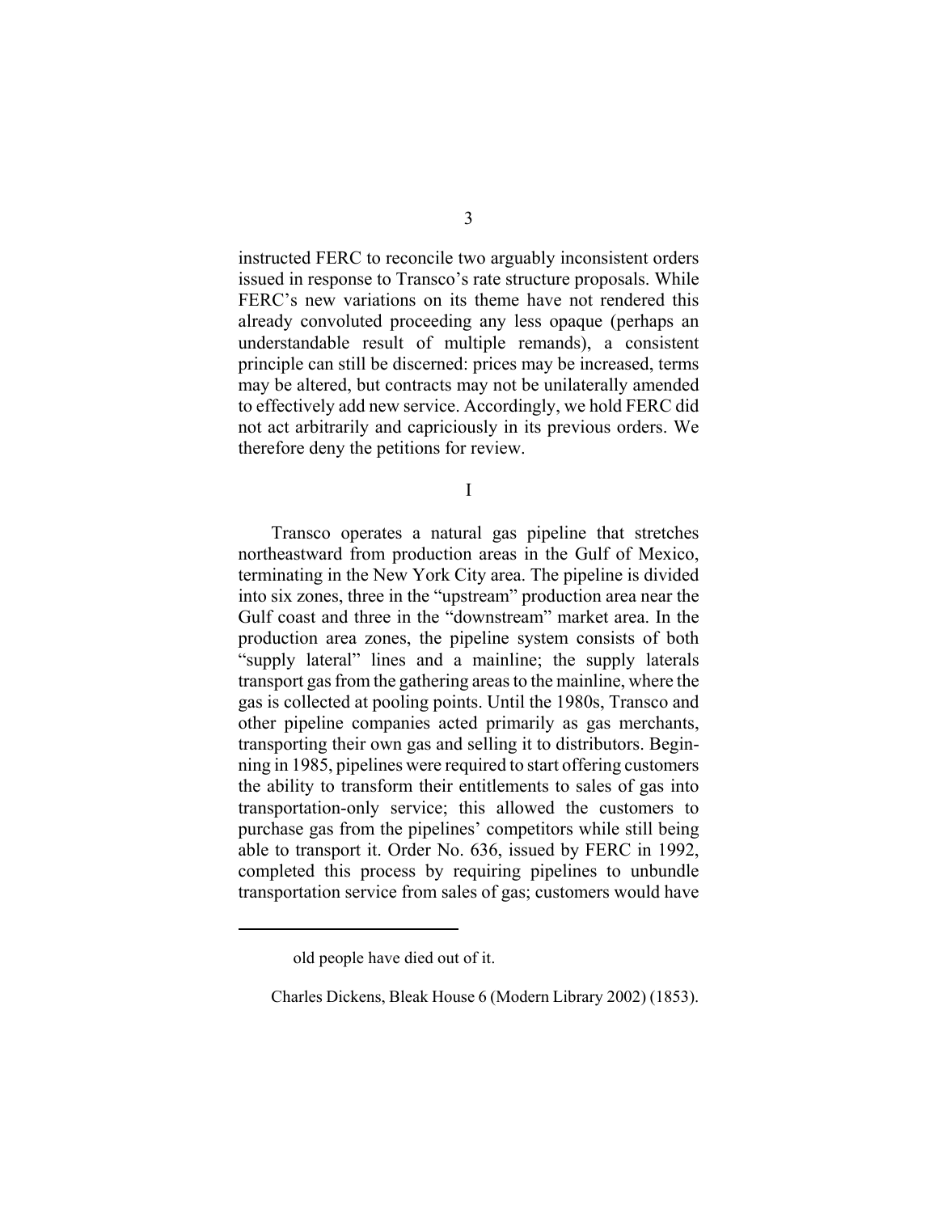instructed FERC to reconcile two arguably inconsistent orders issued in response to Transco's rate structure proposals. While FERC's new variations on its theme have not rendered this already convoluted proceeding any less opaque (perhaps an understandable result of multiple remands), a consistent principle can still be discerned: prices may be increased, terms may be altered, but contracts may not be unilaterally amended to effectively add new service. Accordingly, we hold FERC did not act arbitrarily and capriciously in its previous orders. We therefore deny the petitions for review.

I

Transco operates a natural gas pipeline that stretches northeastward from production areas in the Gulf of Mexico, terminating in the New York City area. The pipeline is divided into six zones, three in the "upstream" production area near the Gulf coast and three in the "downstream" market area. In the production area zones, the pipeline system consists of both "supply lateral" lines and a mainline; the supply laterals transport gas from the gathering areas to the mainline, where the gas is collected at pooling points. Until the 1980s, Transco and other pipeline companies acted primarily as gas merchants, transporting their own gas and selling it to distributors. Beginning in 1985, pipelines were required to start offering customers the ability to transform their entitlements to sales of gas into transportation-only service; this allowed the customers to purchase gas from the pipelines' competitors while still being able to transport it. Order No. 636, issued by FERC in 1992, completed this process by requiring pipelines to unbundle transportation service from sales of gas; customers would have

---

old people have died out of it.

Charles Dickens, Bleak House 6 (Modern Library 2002) (1853).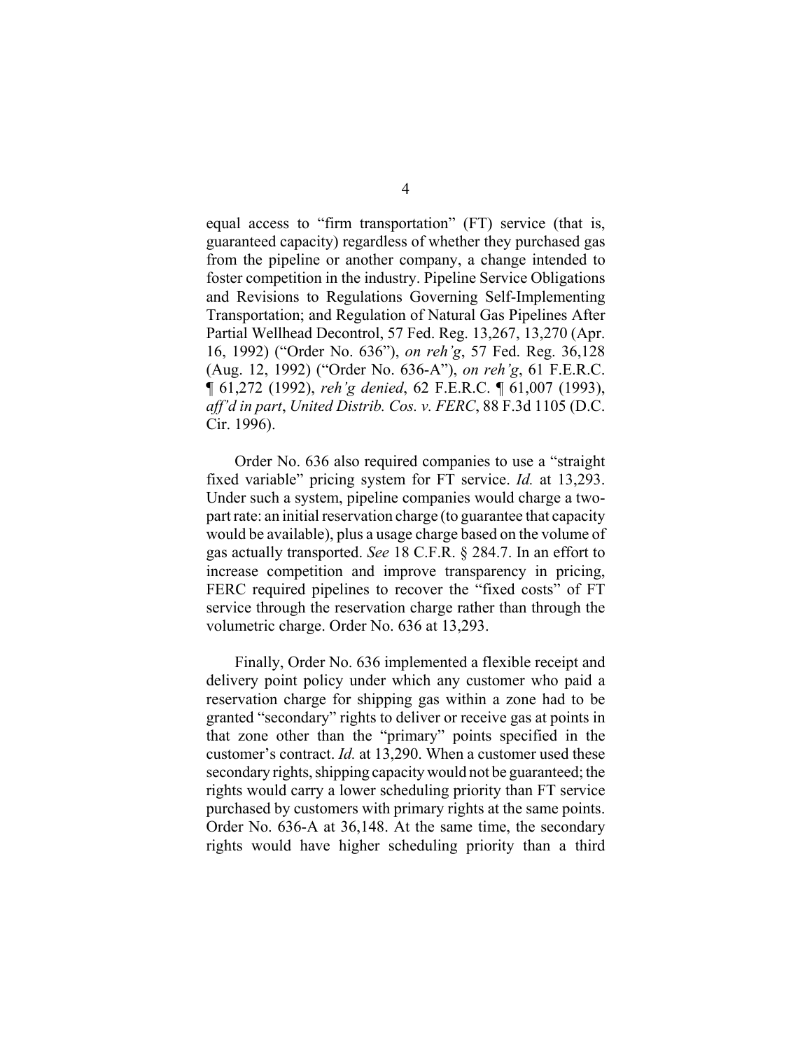equal access to "firm transportation" (FT) service (that is, guaranteed capacity) regardless of whether they purchased gas from the pipeline or another company, a change intended to foster competition in the industry. Pipeline Service Obligations and Revisions to Regulations Governing Self-Implementing Transportation; and Regulation of Natural Gas Pipelines After Partial Wellhead Decontrol, 57 Fed. Reg. 13,267, 13,270 (Apr. 16, 1992) ("Order No. 636"), *on reh'g*, 57 Fed. Reg. 36,128 (Aug. 12, 1992) ("Order No. 636-A"), *on reh'g*, 61 F.E.R.C. ¶ 61,272 (1992), *reh'g denied*, 62 F.E.R.C. ¶ 61,007 (1993), *aff'd in part*, *United Distrib. Cos. v. FERC*, 88 F.3d 1105 (D.C. Cir. 1996).

Order No. 636 also required companies to use a "straight fixed variable" pricing system for FT service. *Id.* at 13,293. Under such a system, pipeline companies would charge a two-part rate: an initial reservation charge (to guarantee that capacity would be available), plus a usage charge based on the volume of gas actually transported. *See* 18 C.F.R. § 284.7. In an effort to increase competition and improve transparency in pricing, FERC required pipelines to recover the "fixed costs" of FT service through the reservation charge rather than through the volumetric charge. Order No. 636 at 13,293.

Finally, Order No. 636 implemented a flexible receipt and delivery point policy under which any customer who paid a reservation charge for shipping gas within a zone had to be granted "secondary" rights to deliver or receive gas at points in that zone other than the "primary" points specified in the customer's contract. *Id.* at 13,290. When a customer used these secondary rights, shipping capacity would not be guaranteed; the rights would carry a lower scheduling priority than FT service purchased by customers with primary rights at the same points. Order No. 636-A at 36,148. At the same time, the secondary rights would have higher scheduling priority than a third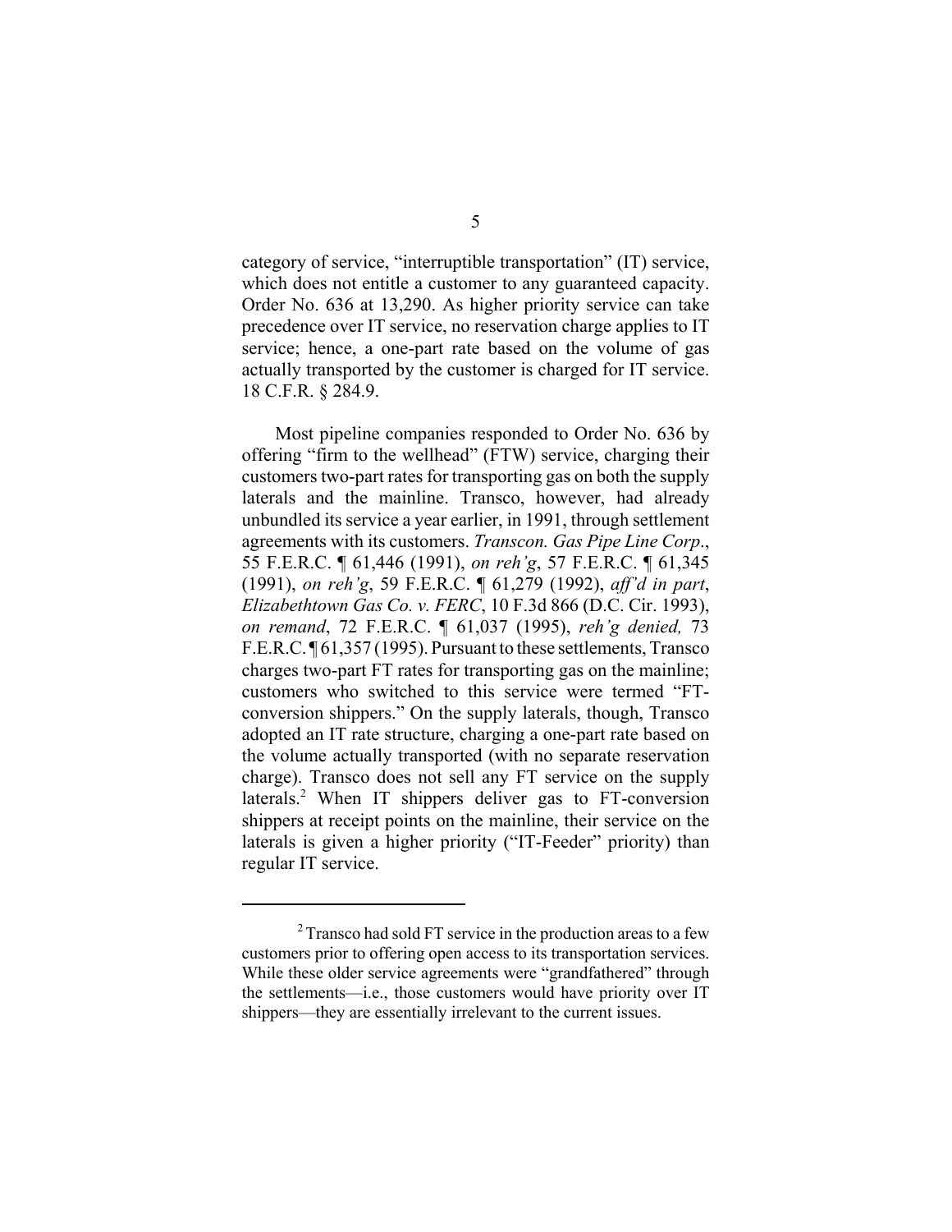category of service, "interruptible transportation" (IT) service, which does not entitle a customer to any guaranteed capacity. Order No. 636 at 13,290. As higher priority service can take precedence over IT service, no reservation charge applies to IT service; hence, a one-part rate based on the volume of gas actually transported by the customer is charged for IT service. 18 C.F.R. § 284.9.

Most pipeline companies responded to Order No. 636 by offering "firm to the wellhead" (FTW) service, charging their customers two-part rates for transporting gas on both the supply laterals and the mainline. Transco, however, had already unbundled its service a year earlier, in 1991, through settlement agreements with its customers. *Transcon. Gas Pipe Line Corp*., 55 F.E.R.C. ¶ 61,446 (1991), *on reh'g*, 57 F.E.R.C. ¶ 61,345 (1991), *on reh'g*, 59 F.E.R.C. ¶ 61,279 (1992), *aff'd in part*, *Elizabethtown Gas Co. v. FERC*, 10 F.3d 866 (D.C. Cir. 1993), *on remand*, 72 F.E.R.C. ¶ 61,037 (1995), *reh'g denied,* 73 F.E.R.C. ¶ 61,357 (1995). Pursuant to these settlements, Transco charges two-part FT rates for transporting gas on the mainline; customers who switched to this service were termed "FT-conversion shippers." On the supply laterals, though, Transco adopted an IT rate structure, charging a one-part rate based on the volume actually transported (with no separate reservation charge). Transco does not sell any FT service on the supply laterals.[2] When IT shippers deliver gas to FT-conversion shippers at receipt points on the mainline, their service on the laterals is given a higher priority ("IT-Feeder" priority) than regular IT service.

---

[2] Transco had sold FT service in the production areas to a few customers prior to offering open access to its transportation services. While these older service agreements were "grandfathered" through the settlements—i.e., those customers would have priority over IT shippers—they are essentially irrelevant to the current issues.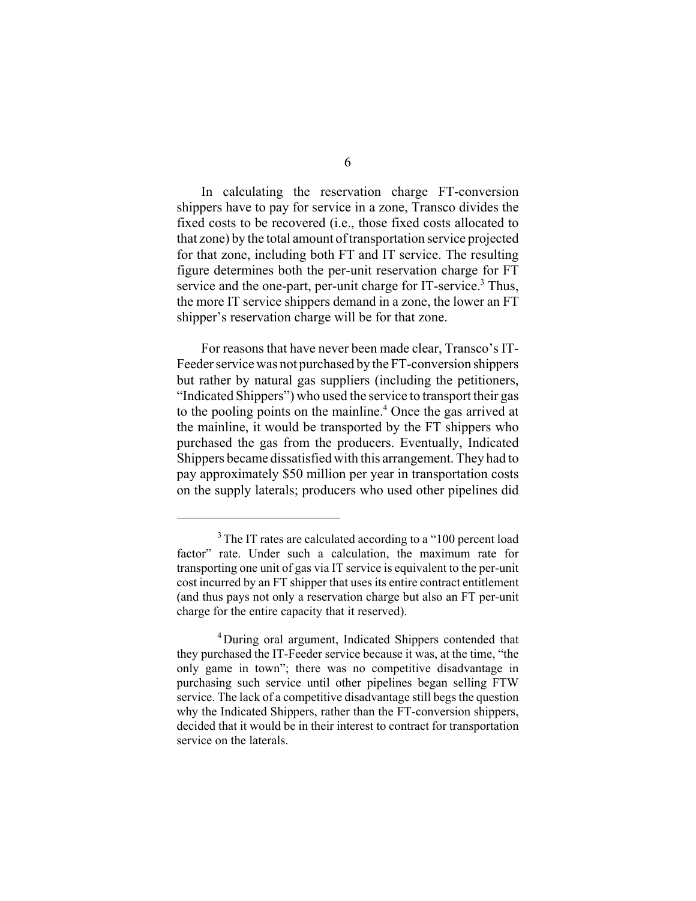In calculating the reservation charge FT-conversion shippers have to pay for service in a zone, Transco divides the fixed costs to be recovered (i.e., those fixed costs allocated to that zone) by the total amount of transportation service projected for that zone, including both FT and IT service. The resulting figure determines both the per-unit reservation charge for FT service and the one-part, per-unit charge for IT-service.[3] Thus, the more IT service shippers demand in a zone, the lower an FT shipper's reservation charge will be for that zone.

For reasons that have never been made clear, Transco's IT-Feeder service was not purchased by the FT-conversion shippers but rather by natural gas suppliers (including the petitioners, "Indicated Shippers") who used the service to transport their gas to the pooling points on the mainline.[4] Once the gas arrived at the mainline, it would be transported by the FT shippers who purchased the gas from the producers. Eventually, Indicated Shippers became dissatisfied with this arrangement. They had to pay approximately $50 million per year in transportation costs on the supply laterals; producers who used other pipelines did

---

[3] The IT rates are calculated according to a "100 percent load factor" rate. Under such a calculation, the maximum rate for transporting one unit of gas via IT service is equivalent to the per-unit cost incurred by an FT shipper that uses its entire contract entitlement (and thus pays not only a reservation charge but also an FT per-unit charge for the entire capacity that it reserved).

[4] During oral argument, Indicated Shippers contended that they purchased the IT-Feeder service because it was, at the time, "the only game in town"; there was no competitive disadvantage in purchasing such service until other pipelines began selling FTW service. The lack of a competitive disadvantage still begs the question why the Indicated Shippers, rather than the FT-conversion shippers, decided that it would be in their interest to contract for transportation service on the laterals.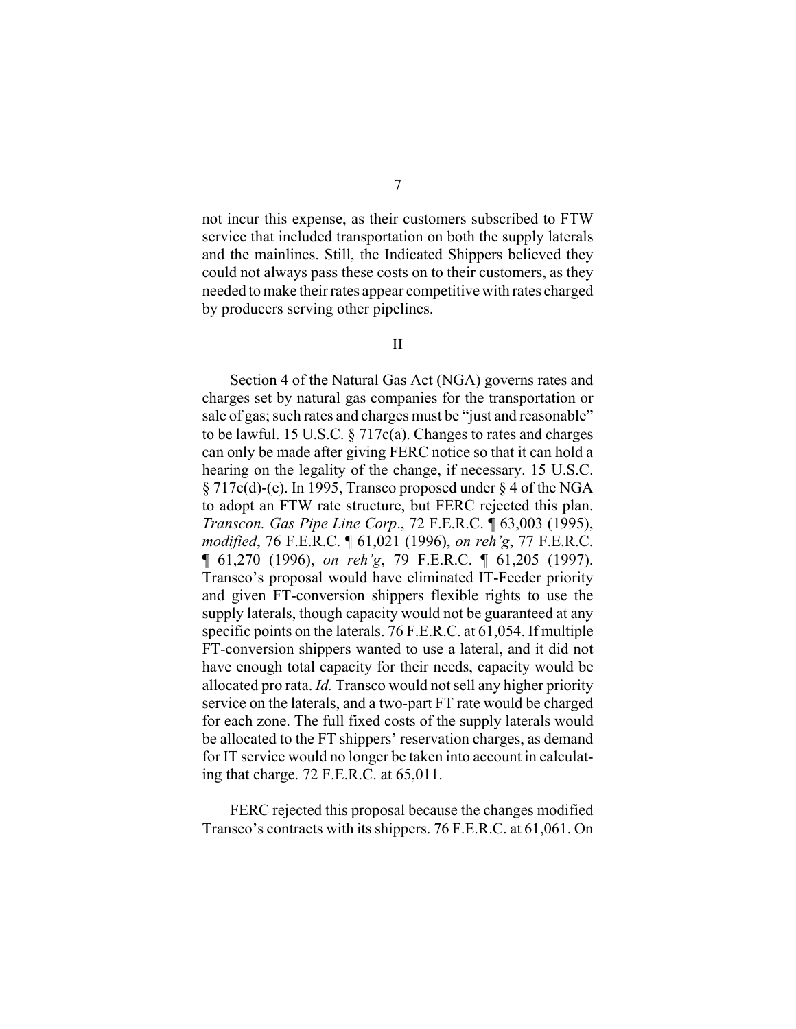not incur this expense, as their customers subscribed to FTW service that included transportation on both the supply laterals and the mainlines. Still, the Indicated Shippers believed they could not always pass these costs on to their customers, as they needed to make their rates appear competitive with rates charged by producers serving other pipelines.

## II

Section 4 of the Natural Gas Act (NGA) governs rates and charges set by natural gas companies for the transportation or sale of gas; such rates and charges must be "just and reasonable" to be lawful. 15 U.S.C. § 717c(a). Changes to rates and charges can only be made after giving FERC notice so that it can hold a hearing on the legality of the change, if necessary. 15 U.S.C. § 717c(d)-(e). In 1995, Transco proposed under § 4 of the NGA to adopt an FTW rate structure, but FERC rejected this plan. *Transcon. Gas Pipe Line Corp*., 72 F.E.R.C. ¶ 63,003 (1995), *modified*, 76 F.E.R.C. ¶ 61,021 (1996), *on reh'g*, 77 F.E.R.C. ¶ 61,270 (1996), *on reh'g*, 79 F.E.R.C. ¶ 61,205 (1997). Transco's proposal would have eliminated IT-Feeder priority and given FT-conversion shippers flexible rights to use the supply laterals, though capacity would not be guaranteed at any specific points on the laterals. 76 F.E.R.C. at 61,054. If multiple FT-conversion shippers wanted to use a lateral, and it did not have enough total capacity for their needs, capacity would be allocated pro rata. *Id.* Transco would not sell any higher priority service on the laterals, and a two-part FT rate would be charged for each zone. The full fixed costs of the supply laterals would be allocated to the FT shippers' reservation charges, as demand for IT service would no longer be taken into account in calculating that charge. 72 F.E.R.C. at 65,011.

FERC rejected this proposal because the changes modified Transco's contracts with its shippers. 76 F.E.R.C. at 61,061. On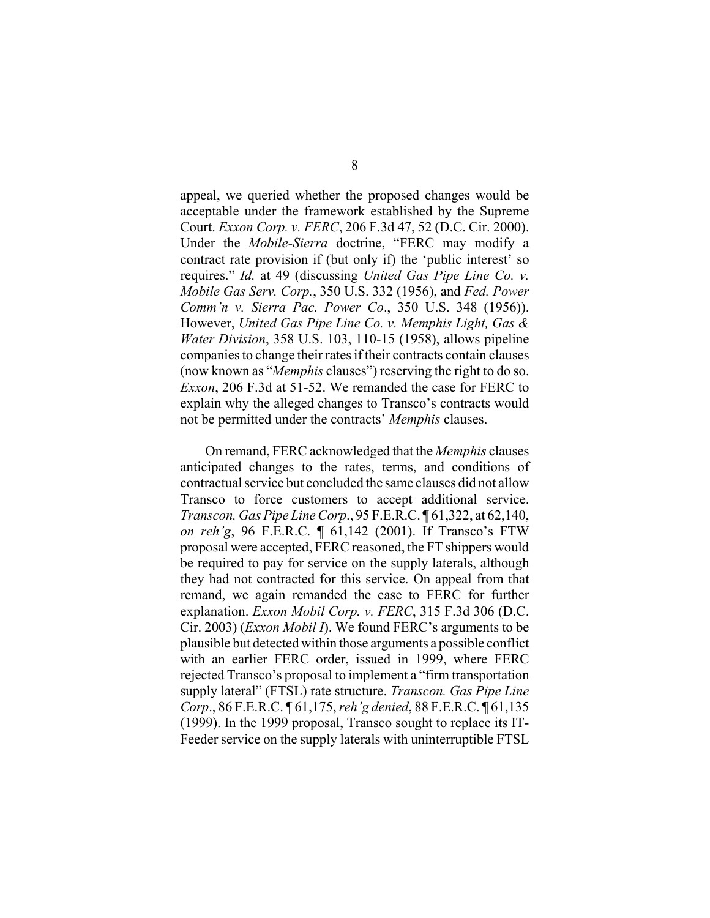appeal, we queried whether the proposed changes would be acceptable under the framework established by the Supreme Court. *Exxon Corp. v. FERC*, 206 F.3d 47, 52 (D.C. Cir. 2000). Under the *Mobile-Sierra* doctrine, "FERC may modify a contract rate provision if (but only if) the 'public interest' so requires." *Id.* at 49 (discussing *United Gas Pipe Line Co. v. Mobile Gas Serv. Corp.*, 350 U.S. 332 (1956), and *Fed. Power Comm'n v. Sierra Pac. Power Co*., 350 U.S. 348 (1956)). However, *United Gas Pipe Line Co. v. Memphis Light, Gas & Water Division*, 358 U.S. 103, 110-15 (1958), allows pipeline companies to change their rates if their contracts contain clauses (now known as "*Memphis* clauses") reserving the right to do so. *Exxon*, 206 F.3d at 51-52. We remanded the case for FERC to explain why the alleged changes to Transco's contracts would not be permitted under the contracts' *Memphis* clauses.

On remand, FERC acknowledged that the *Memphis* clauses anticipated changes to the rates, terms, and conditions of contractual service but concluded the same clauses did not allow Transco to force customers to accept additional service. *Transcon. Gas Pipe Line Corp*., 95 F.E.R.C. ¶ 61,322, at 62,140, *on reh'g*, 96 F.E.R.C. ¶ 61,142 (2001). If Transco's FTW proposal were accepted, FERC reasoned, the FT shippers would be required to pay for service on the supply laterals, although they had not contracted for this service. On appeal from that remand, we again remanded the case to FERC for further explanation. *Exxon Mobil Corp. v. FERC*, 315 F.3d 306 (D.C. Cir. 2003) (*Exxon Mobil I*). We found FERC's arguments to be plausible but detected within those arguments a possible conflict with an earlier FERC order, issued in 1999, where FERC rejected Transco's proposal to implement a "firm transportation supply lateral" (FTSL) rate structure. *Transcon. Gas Pipe Line Corp*., 86 F.E.R.C. ¶ 61,175, *reh'g denied*, 88 F.E.R.C. ¶ 61,135 (1999). In the 1999 proposal, Transco sought to replace its IT-Feeder service on the supply laterals with uninterruptible FTSL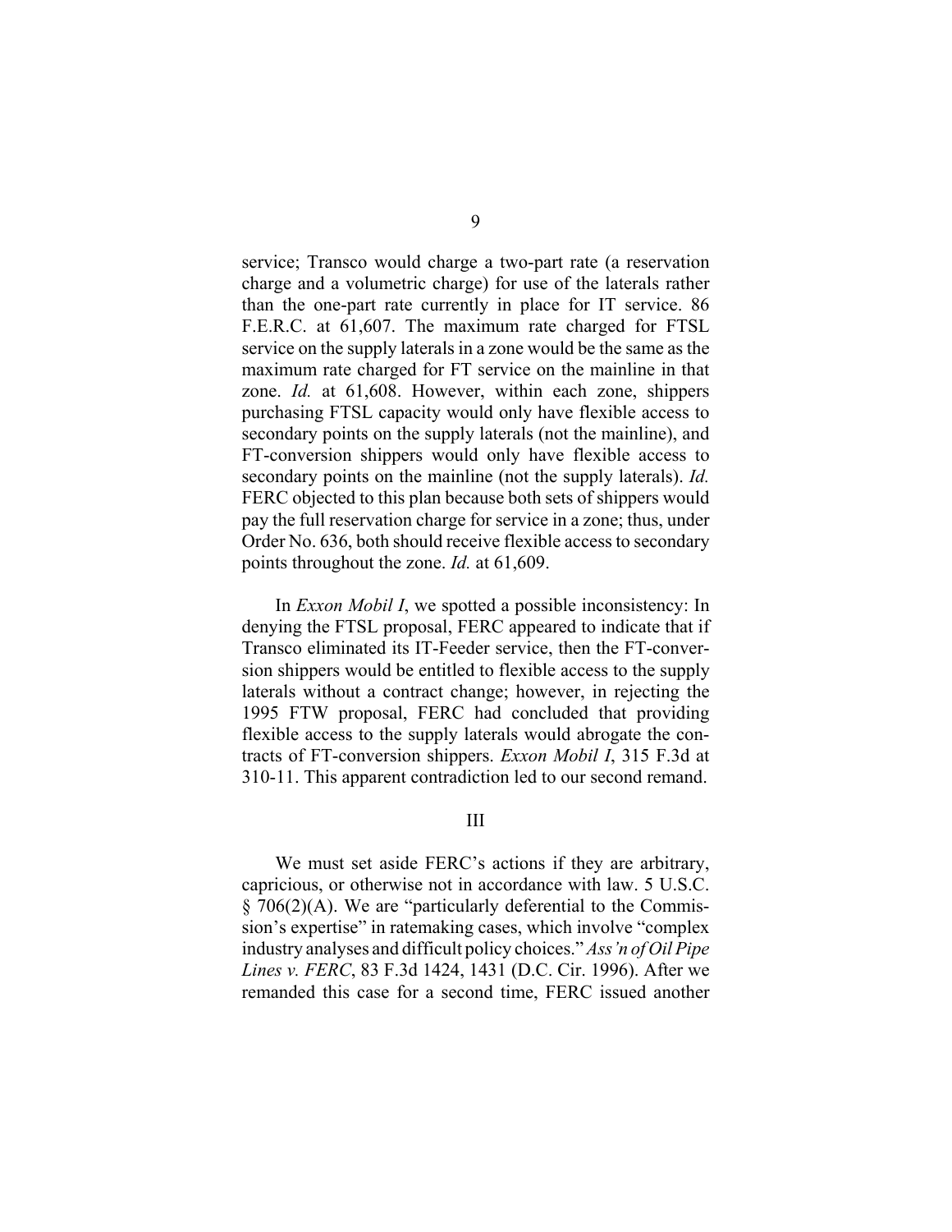service; Transco would charge a two-part rate (a reservation charge and a volumetric charge) for use of the laterals rather than the one-part rate currently in place for IT service. 86 F.E.R.C. at 61,607. The maximum rate charged for FTSL service on the supply laterals in a zone would be the same as the maximum rate charged for FT service on the mainline in that zone. *Id.* at 61,608. However, within each zone, shippers purchasing FTSL capacity would only have flexible access to secondary points on the supply laterals (not the mainline), and FT-conversion shippers would only have flexible access to secondary points on the mainline (not the supply laterals). *Id.* FERC objected to this plan because both sets of shippers would pay the full reservation charge for service in a zone; thus, under Order No. 636, both should receive flexible access to secondary points throughout the zone. *Id.* at 61,609.

In *Exxon Mobil I*, we spotted a possible inconsistency: In denying the FTSL proposal, FERC appeared to indicate that if Transco eliminated its IT-Feeder service, then the FT-conversion shippers would be entitled to flexible access to the supply laterals without a contract change; however, in rejecting the 1995 FTW proposal, FERC had concluded that providing flexible access to the supply laterals would abrogate the contracts of FT-conversion shippers. *Exxon Mobil I*, 315 F.3d at 310-11. This apparent contradiction led to our second remand.

## III

We must set aside FERC's actions if they are arbitrary, capricious, or otherwise not in accordance with law. 5 U.S.C. § 706(2)(A). We are "particularly deferential to the Commission's expertise" in ratemaking cases, which involve "complex industry analyses and difficult policy choices." *Ass'n of Oil Pipe Lines v. FERC*, 83 F.3d 1424, 1431 (D.C. Cir. 1996). After we remanded this case for a second time, FERC issued another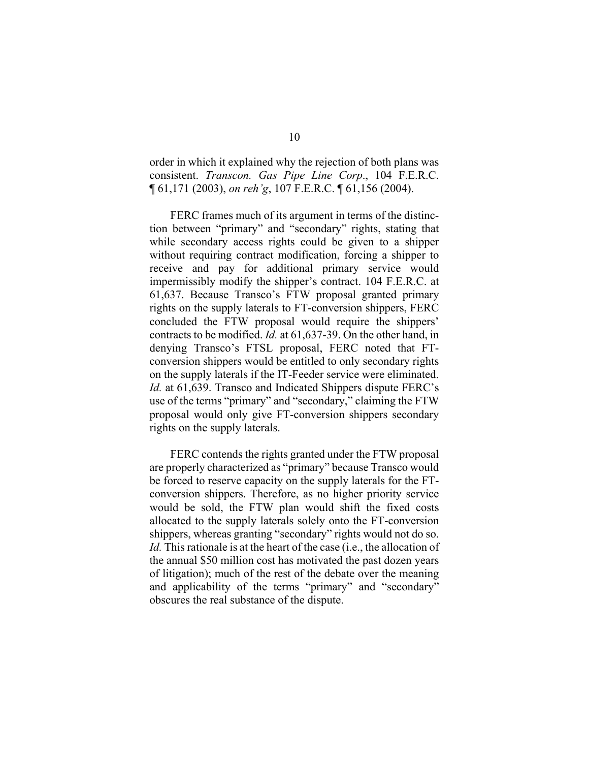order in which it explained why the rejection of both plans was consistent. *Transcon. Gas Pipe Line Corp*., 104 F.E.R.C. ¶ 61,171 (2003), *on reh'g*, 107 F.E.R.C. ¶ 61,156 (2004).

FERC frames much of its argument in terms of the distinction between "primary" and "secondary" rights, stating that while secondary access rights could be given to a shipper without requiring contract modification, forcing a shipper to receive and pay for additional primary service would impermissibly modify the shipper's contract. 104 F.E.R.C. at 61,637. Because Transco's FTW proposal granted primary rights on the supply laterals to FT-conversion shippers, FERC concluded the FTW proposal would require the shippers' contracts to be modified. *Id.* at 61,637-39. On the other hand, in denying Transco's FTSL proposal, FERC noted that FT-conversion shippers would be entitled to only secondary rights on the supply laterals if the IT-Feeder service were eliminated. *Id.* at 61,639. Transco and Indicated Shippers dispute FERC's use of the terms "primary" and "secondary," claiming the FTW proposal would only give FT-conversion shippers secondary rights on the supply laterals.

FERC contends the rights granted under the FTW proposal are properly characterized as "primary" because Transco would be forced to reserve capacity on the supply laterals for the FT-conversion shippers. Therefore, as no higher priority service would be sold, the FTW plan would shift the fixed costs allocated to the supply laterals solely onto the FT-conversion shippers, whereas granting "secondary" rights would not do so. *Id.* This rationale is at the heart of the case (i.e., the allocation of the annual $50 million cost has motivated the past dozen years of litigation); much of the rest of the debate over the meaning and applicability of the terms "primary" and "secondary" obscures the real substance of the dispute.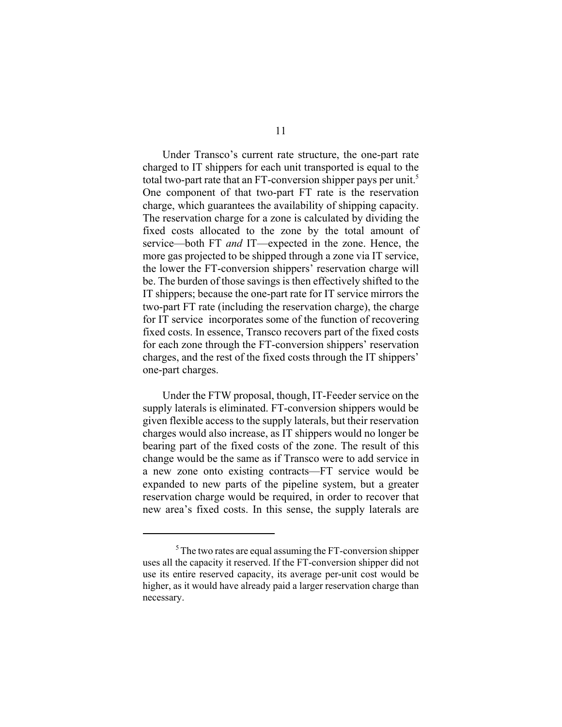Under Transco's current rate structure, the one-part rate charged to IT shippers for each unit transported is equal to the total two-part rate that an FT-conversion shipper pays per unit.[5] One component of that two-part FT rate is the reservation charge, which guarantees the availability of shipping capacity. The reservation charge for a zone is calculated by dividing the fixed costs allocated to the zone by the total amount of service—both FT *and* IT—expected in the zone. Hence, the more gas projected to be shipped through a zone via IT service, the lower the FT-conversion shippers' reservation charge will be. The burden of those savings is then effectively shifted to the IT shippers; because the one-part rate for IT service mirrors the two-part FT rate (including the reservation charge), the charge for IT service incorporates some of the function of recovering fixed costs. In essence, Transco recovers part of the fixed costs for each zone through the FT-conversion shippers' reservation charges, and the rest of the fixed costs through the IT shippers' one-part charges.

Under the FTW proposal, though, IT-Feeder service on the supply laterals is eliminated. FT-conversion shippers would be given flexible access to the supply laterals, but their reservation charges would also increase, as IT shippers would no longer be bearing part of the fixed costs of the zone. The result of this change would be the same as if Transco were to add service in a new zone onto existing contracts—FT service would be expanded to new parts of the pipeline system, but a greater reservation charge would be required, in order to recover that new area's fixed costs. In this sense, the supply laterals are

---

[5] The two rates are equal assuming the FT-conversion shipper uses all the capacity it reserved. If the FT-conversion shipper did not use its entire reserved capacity, its average per-unit cost would be higher, as it would have already paid a larger reservation charge than necessary.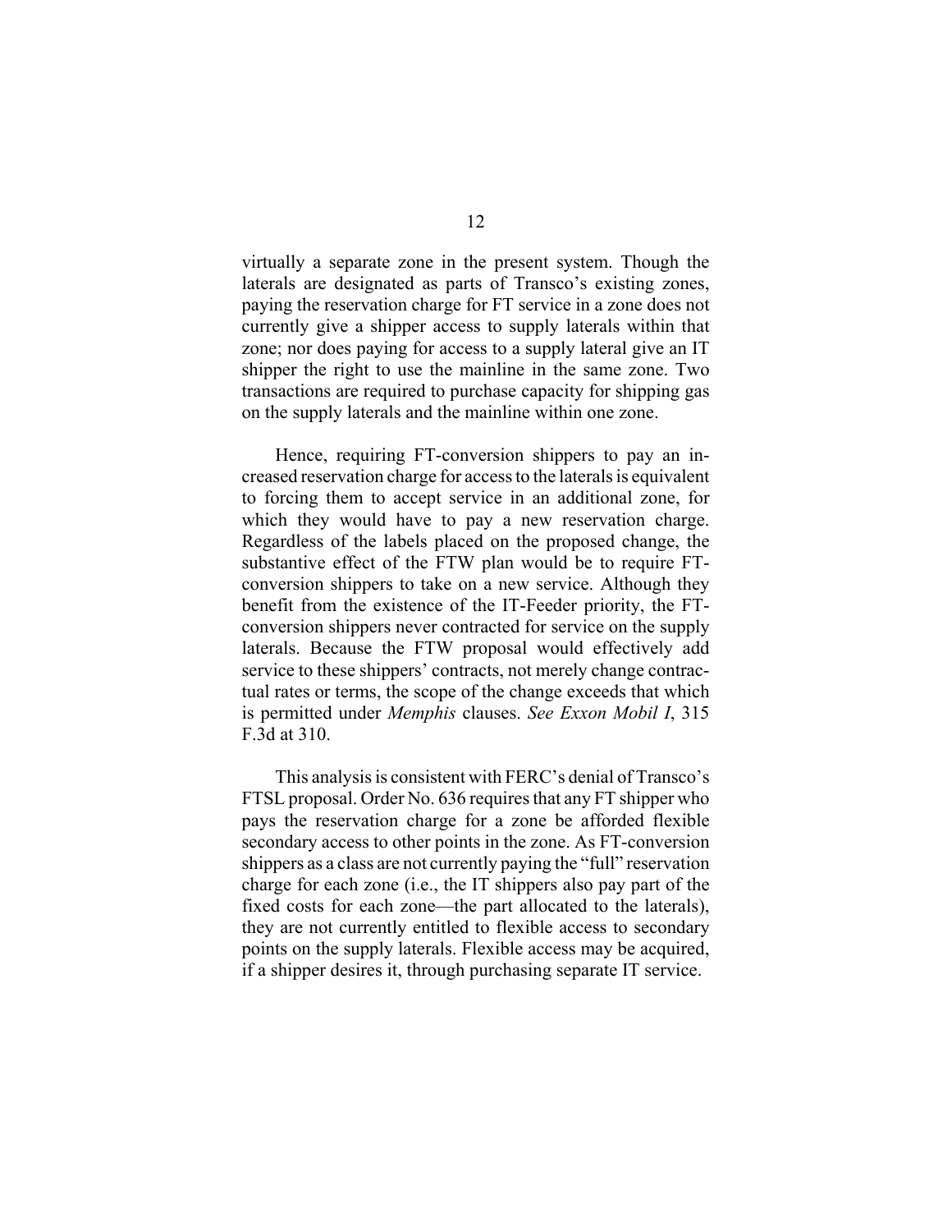virtually a separate zone in the present system. Though the laterals are designated as parts of Transco's existing zones, paying the reservation charge for FT service in a zone does not currently give a shipper access to supply laterals within that zone; nor does paying for access to a supply lateral give an IT shipper the right to use the mainline in the same zone. Two transactions are required to purchase capacity for shipping gas on the supply laterals and the mainline within one zone.

Hence, requiring FT-conversion shippers to pay an increased reservation charge for access to the laterals is equivalent to forcing them to accept service in an additional zone, for which they would have to pay a new reservation charge. Regardless of the labels placed on the proposed change, the substantive effect of the FTW plan would be to require FT-conversion shippers to take on a new service. Although they benefit from the existence of the IT-Feeder priority, the FT-conversion shippers never contracted for service on the supply laterals. Because the FTW proposal would effectively add service to these shippers' contracts, not merely change contractual rates or terms, the scope of the change exceeds that which is permitted under *Memphis* clauses. *See Exxon Mobil I*, 315 F.3d at 310.

This analysis is consistent with FERC's denial of Transco's FTSL proposal. Order No. 636 requires that any FT shipper who pays the reservation charge for a zone be afforded flexible secondary access to other points in the zone. As FT-conversion shippers as a class are not currently paying the "full" reservation charge for each zone (i.e., the IT shippers also pay part of the fixed costs for each zone—the part allocated to the laterals), they are not currently entitled to flexible access to secondary points on the supply laterals. Flexible access may be acquired, if a shipper desires it, through purchasing separate IT service.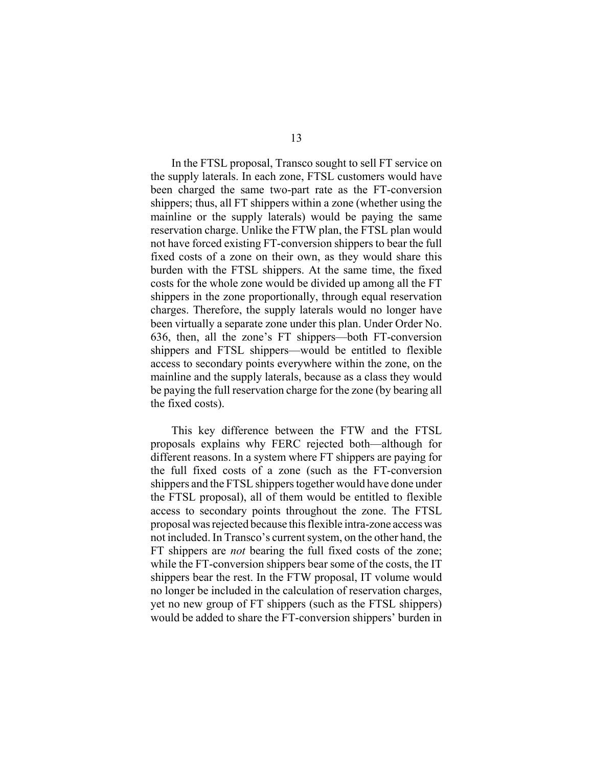In the FTSL proposal, Transco sought to sell FT service on the supply laterals. In each zone, FTSL customers would have been charged the same two-part rate as the FT-conversion shippers; thus, all FT shippers within a zone (whether using the mainline or the supply laterals) would be paying the same reservation charge. Unlike the FTW plan, the FTSL plan would not have forced existing FT-conversion shippers to bear the full fixed costs of a zone on their own, as they would share this burden with the FTSL shippers. At the same time, the fixed costs for the whole zone would be divided up among all the FT shippers in the zone proportionally, through equal reservation charges. Therefore, the supply laterals would no longer have been virtually a separate zone under this plan. Under Order No. 636, then, all the zone's FT shippers—both FT-conversion shippers and FTSL shippers—would be entitled to flexible access to secondary points everywhere within the zone, on the mainline and the supply laterals, because as a class they would be paying the full reservation charge for the zone (by bearing all the fixed costs).

This key difference between the FTW and the FTSL proposals explains why FERC rejected both—although for different reasons. In a system where FT shippers are paying for the full fixed costs of a zone (such as the FT-conversion shippers and the FTSL shippers together would have done under the FTSL proposal), all of them would be entitled to flexible access to secondary points throughout the zone. The FTSL proposal was rejected because this flexible intra-zone access was not included. In Transco's current system, on the other hand, the FT shippers are *not* bearing the full fixed costs of the zone; while the FT-conversion shippers bear some of the costs, the IT shippers bear the rest. In the FTW proposal, IT volume would no longer be included in the calculation of reservation charges, yet no new group of FT shippers (such as the FTSL shippers) would be added to share the FT-conversion shippers' burden in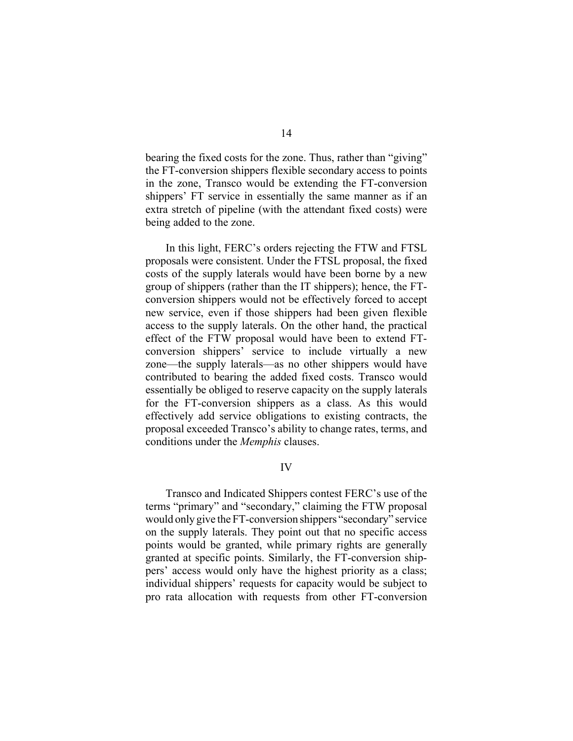bearing the fixed costs for the zone. Thus, rather than "giving" the FT-conversion shippers flexible secondary access to points in the zone, Transco would be extending the FT-conversion shippers' FT service in essentially the same manner as if an extra stretch of pipeline (with the attendant fixed costs) were being added to the zone.

In this light, FERC's orders rejecting the FTW and FTSL proposals were consistent. Under the FTSL proposal, the fixed costs of the supply laterals would have been borne by a new group of shippers (rather than the IT shippers); hence, the FT-conversion shippers would not be effectively forced to accept new service, even if those shippers had been given flexible access to the supply laterals. On the other hand, the practical effect of the FTW proposal would have been to extend FT-conversion shippers' service to include virtually a new zone—the supply laterals—as no other shippers would have contributed to bearing the added fixed costs. Transco would essentially be obliged to reserve capacity on the supply laterals for the FT-conversion shippers as a class. As this would effectively add service obligations to existing contracts, the proposal exceeded Transco's ability to change rates, terms, and conditions under the *Memphis* clauses.

## IV

Transco and Indicated Shippers contest FERC's use of the terms "primary" and "secondary," claiming the FTW proposal would only give the FT-conversion shippers "secondary" service on the supply laterals. They point out that no specific access points would be granted, while primary rights are generally granted at specific points. Similarly, the FT-conversion shippers' access would only have the highest priority as a class; individual shippers' requests for capacity would be subject to pro rata allocation with requests from other FT-conversion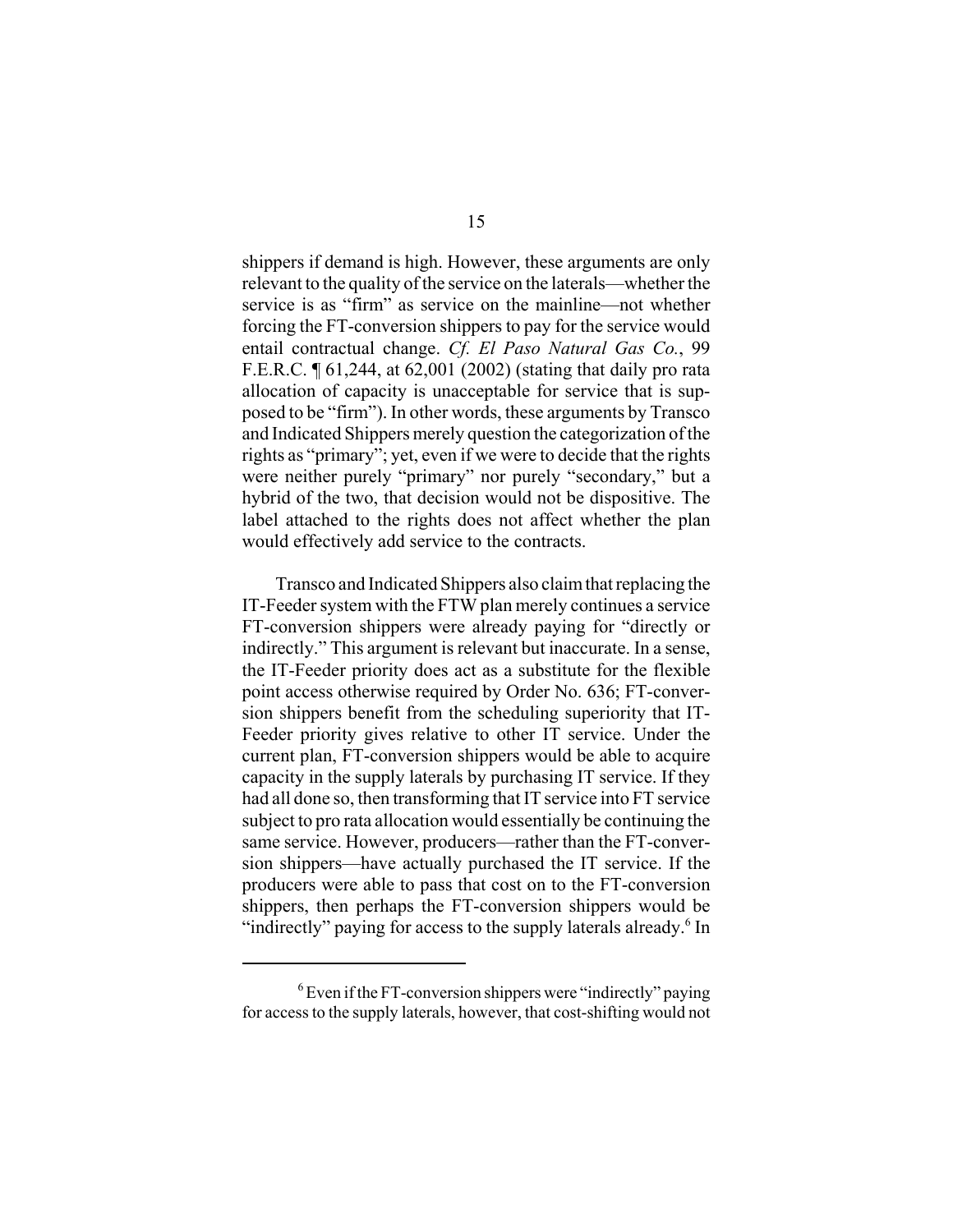shippers if demand is high. However, these arguments are only relevant to the quality of the service on the laterals—whether the service is as "firm" as service on the mainline—not whether forcing the FT-conversion shippers to pay for the service would entail contractual change. *Cf. El Paso Natural Gas Co.*, 99 F.E.R.C. ¶ 61,244, at 62,001 (2002) (stating that daily pro rata allocation of capacity is unacceptable for service that is supposed to be "firm"). In other words, these arguments by Transco and Indicated Shippers merely question the categorization of the rights as "primary"; yet, even if we were to decide that the rights were neither purely "primary" nor purely "secondary," but a hybrid of the two, that decision would not be dispositive. The label attached to the rights does not affect whether the plan would effectively add service to the contracts.

Transco and Indicated Shippers also claim that replacing the IT-Feeder system with the FTW plan merely continues a service FT-conversion shippers were already paying for "directly or indirectly." This argument is relevant but inaccurate. In a sense, the IT-Feeder priority does act as a substitute for the flexible point access otherwise required by Order No. 636; FT-conversion shippers benefit from the scheduling superiority that IT-Feeder priority gives relative to other IT service. Under the current plan, FT-conversion shippers would be able to acquire capacity in the supply laterals by purchasing IT service. If they had all done so, then transforming that IT service into FT service subject to pro rata allocation would essentially be continuing the same service. However, producers—rather than the FT-conversion shippers—have actually purchased the IT service. If the producers were able to pass that cost on to the FT-conversion shippers, then perhaps the FT-conversion shippers would be "indirectly" paying for access to the supply laterals already.[6] In

[6] Even if the FT-conversion shippers were "indirectly" paying for access to the supply laterals, however, that cost-shifting would not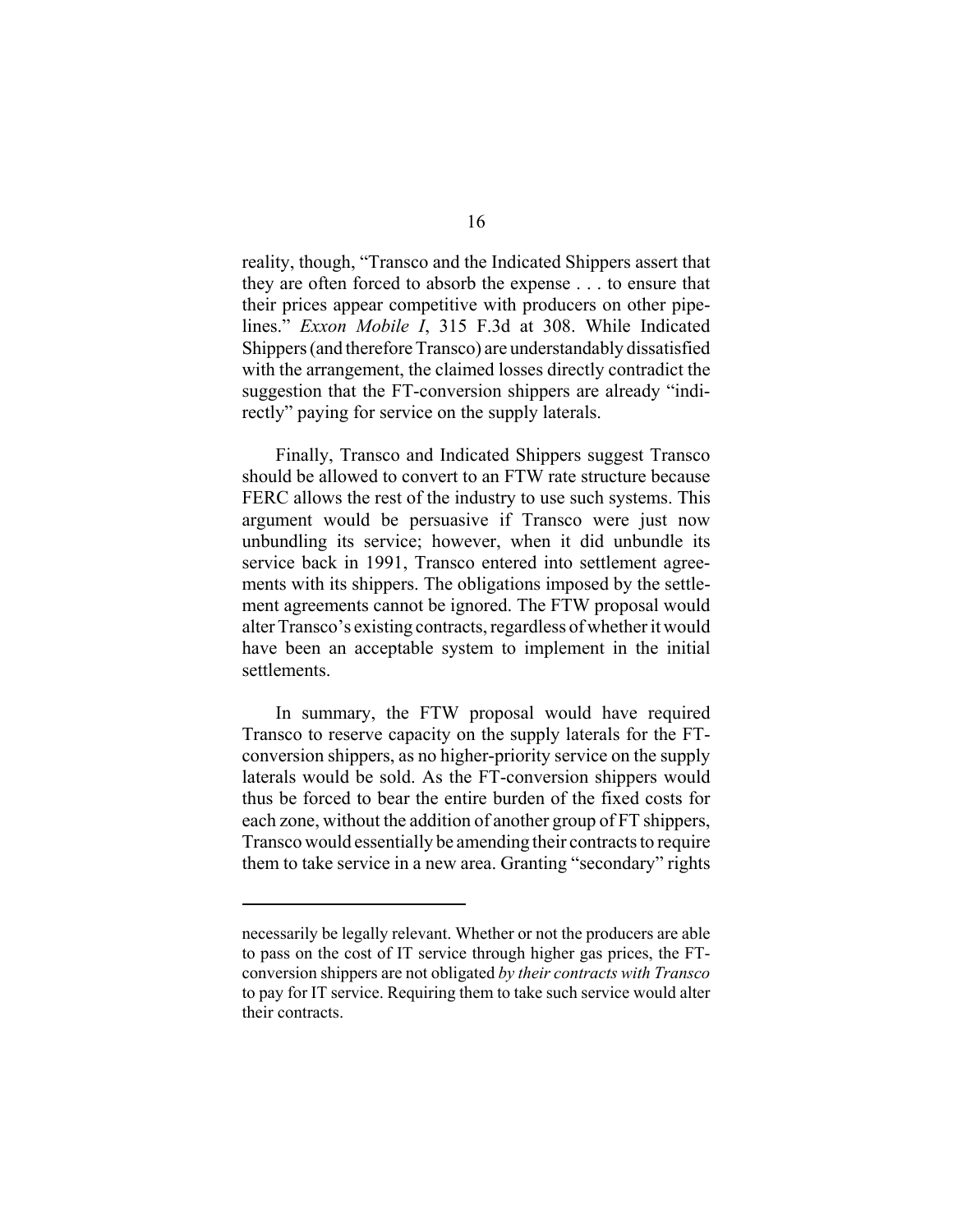reality, though, "Transco and the Indicated Shippers assert that they are often forced to absorb the expense . . . to ensure that their prices appear competitive with producers on other pipelines." *Exxon Mobile I*, 315 F.3d at 308. While Indicated Shippers (and therefore Transco) are understandably dissatisfied with the arrangement, the claimed losses directly contradict the suggestion that the FT-conversion shippers are already "indirectly" paying for service on the supply laterals.

Finally, Transco and Indicated Shippers suggest Transco should be allowed to convert to an FTW rate structure because FERC allows the rest of the industry to use such systems. This argument would be persuasive if Transco were just now unbundling its service; however, when it did unbundle its service back in 1991, Transco entered into settlement agreements with its shippers. The obligations imposed by the settlement agreements cannot be ignored. The FTW proposal would alter Transco's existing contracts, regardless of whether it would have been an acceptable system to implement in the initial settlements.

In summary, the FTW proposal would have required Transco to reserve capacity on the supply laterals for the FT-conversion shippers, as no higher-priority service on the supply laterals would be sold. As the FT-conversion shippers would thus be forced to bear the entire burden of the fixed costs for each zone, without the addition of another group of FT shippers, Transco would essentially be amending their contracts to require them to take service in a new area. Granting "secondary" rights

---

necessarily be legally relevant. Whether or not the producers are able to pass on the cost of IT service through higher gas prices, the FT-conversion shippers are not obligated *by their contracts with Transco* to pay for IT service. Requiring them to take such service would alter their contracts.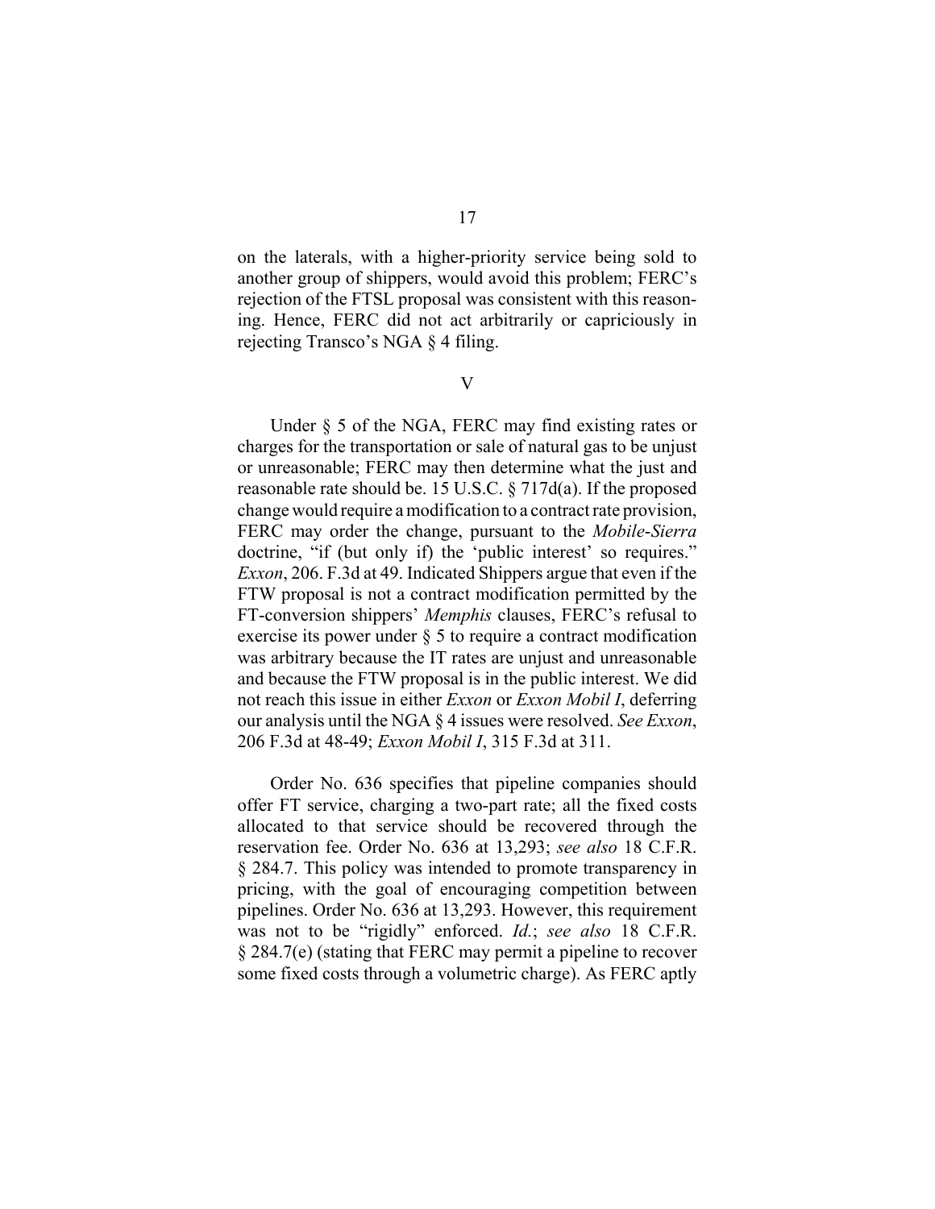on the laterals, with a higher-priority service being sold to another group of shippers, would avoid this problem; FERC's rejection of the FTSL proposal was consistent with this reasoning. Hence, FERC did not act arbitrarily or capriciously in rejecting Transco's NGA § 4 filing.

## V

Under § 5 of the NGA, FERC may find existing rates or charges for the transportation or sale of natural gas to be unjust or unreasonable; FERC may then determine what the just and reasonable rate should be. 15 U.S.C. § 717d(a). If the proposed change would require a modification to a contract rate provision, FERC may order the change, pursuant to the *Mobile-Sierra* doctrine, "if (but only if) the 'public interest' so requires." *Exxon*, 206. F.3d at 49. Indicated Shippers argue that even if the FTW proposal is not a contract modification permitted by the FT-conversion shippers' *Memphis* clauses, FERC's refusal to exercise its power under § 5 to require a contract modification was arbitrary because the IT rates are unjust and unreasonable and because the FTW proposal is in the public interest. We did not reach this issue in either *Exxon* or *Exxon Mobil I*, deferring our analysis until the NGA § 4 issues were resolved. *See Exxon*, 206 F.3d at 48-49; *Exxon Mobil I*, 315 F.3d at 311.

Order No. 636 specifies that pipeline companies should offer FT service, charging a two-part rate; all the fixed costs allocated to that service should be recovered through the reservation fee. Order No. 636 at 13,293; *see also* 18 C.F.R. § 284.7. This policy was intended to promote transparency in pricing, with the goal of encouraging competition between pipelines. Order No. 636 at 13,293. However, this requirement was not to be "rigidly" enforced. *Id.*; *see also* 18 C.F.R. § 284.7(e) (stating that FERC may permit a pipeline to recover some fixed costs through a volumetric charge). As FERC aptly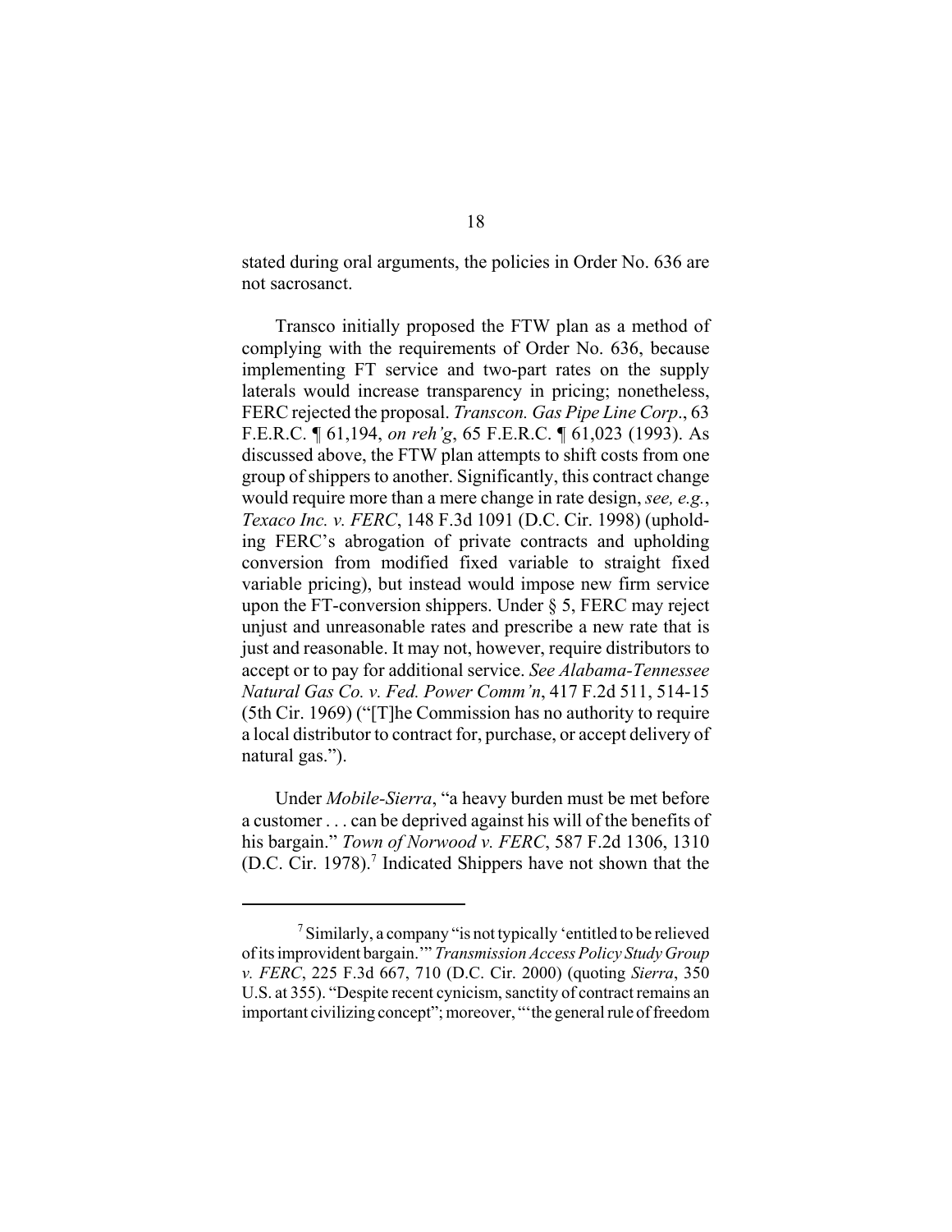stated during oral arguments, the policies in Order No. 636 are not sacrosanct.

Transco initially proposed the FTW plan as a method of complying with the requirements of Order No. 636, because implementing FT service and two-part rates on the supply laterals would increase transparency in pricing; nonetheless, FERC rejected the proposal. *Transcon. Gas Pipe Line Corp*., 63 F.E.R.C. ¶ 61,194, *on reh'g*, 65 F.E.R.C. ¶ 61,023 (1993). As discussed above, the FTW plan attempts to shift costs from one group of shippers to another. Significantly, this contract change would require more than a mere change in rate design, *see, e.g.*, *Texaco Inc. v. FERC*, 148 F.3d 1091 (D.C. Cir. 1998) (upholding FERC's abrogation of private contracts and upholding conversion from modified fixed variable to straight fixed variable pricing), but instead would impose new firm service upon the FT-conversion shippers. Under § 5, FERC may reject unjust and unreasonable rates and prescribe a new rate that is just and reasonable. It may not, however, require distributors to accept or to pay for additional service. *See Alabama-Tennessee Natural Gas Co. v. Fed. Power Comm'n*, 417 F.2d 511, 514-15 (5th Cir. 1969) ("[T]he Commission has no authority to require a local distributor to contract for, purchase, or accept delivery of natural gas.").

Under *Mobile-Sierra*, "a heavy burden must be met before a customer . . . can be deprived against his will of the benefits of his bargain." *Town of Norwood v. FERC*, 587 F.2d 1306, 1310 (D.C. Cir. 1978).[7] Indicated Shippers have not shown that the

---

[7] Similarly, a company "is not typically 'entitled to be relieved of its improvident bargain.'" *Transmission Access Policy Study Group v. FERC*, 225 F.3d 667, 710 (D.C. Cir. 2000) (quoting *Sierra*, 350 U.S. at 355). "Despite recent cynicism, sanctity of contract remains an important civilizing concept"; moreover, "'the general rule of freedom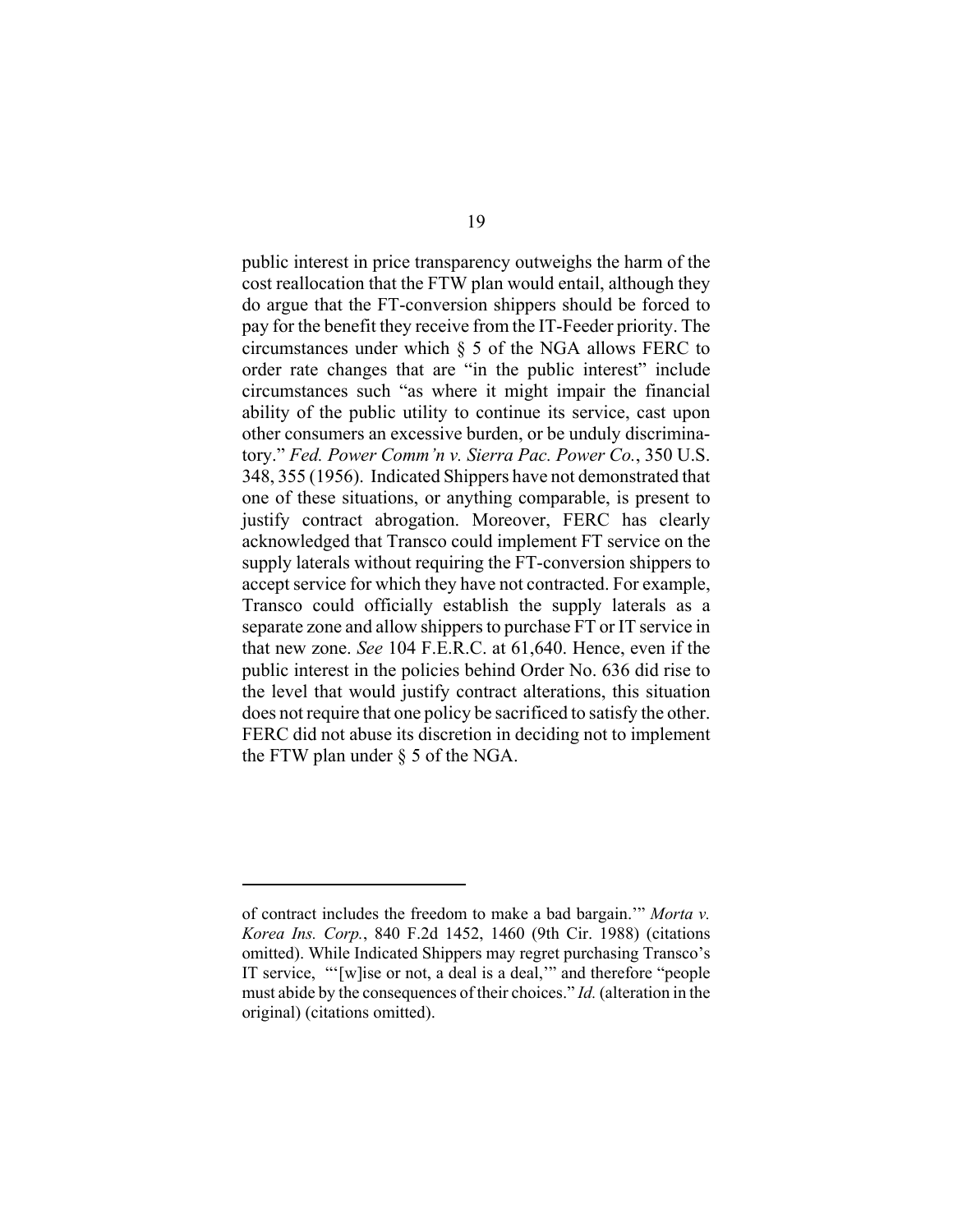public interest in price transparency outweighs the harm of the cost reallocation that the FTW plan would entail, although they do argue that the FT-conversion shippers should be forced to pay for the benefit they receive from the IT-Feeder priority. The circumstances under which § 5 of the NGA allows FERC to order rate changes that are "in the public interest" include circumstances such "as where it might impair the financial ability of the public utility to continue its service, cast upon other consumers an excessive burden, or be unduly discriminatory." *Fed. Power Comm'n v. Sierra Pac. Power Co.*, 350 U.S. 348, 355 (1956). Indicated Shippers have not demonstrated that one of these situations, or anything comparable, is present to justify contract abrogation. Moreover, FERC has clearly acknowledged that Transco could implement FT service on the supply laterals without requiring the FT-conversion shippers to accept service for which they have not contracted. For example, Transco could officially establish the supply laterals as a separate zone and allow shippers to purchase FT or IT service in that new zone. *See* 104 F.E.R.C. at 61,640. Hence, even if the public interest in the policies behind Order No. 636 did rise to the level that would justify contract alterations, this situation does not require that one policy be sacrificed to satisfy the other. FERC did not abuse its discretion in deciding not to implement the FTW plan under § 5 of the NGA.

---

of contract includes the freedom to make a bad bargain.'" *Morta v. Korea Ins. Corp.*, 840 F.2d 1452, 1460 (9th Cir. 1988) (citations omitted). While Indicated Shippers may regret purchasing Transco's IT service, "'[w]ise or not, a deal is a deal,'" and therefore "people must abide by the consequences of their choices." *Id.* (alteration in the original) (citations omitted).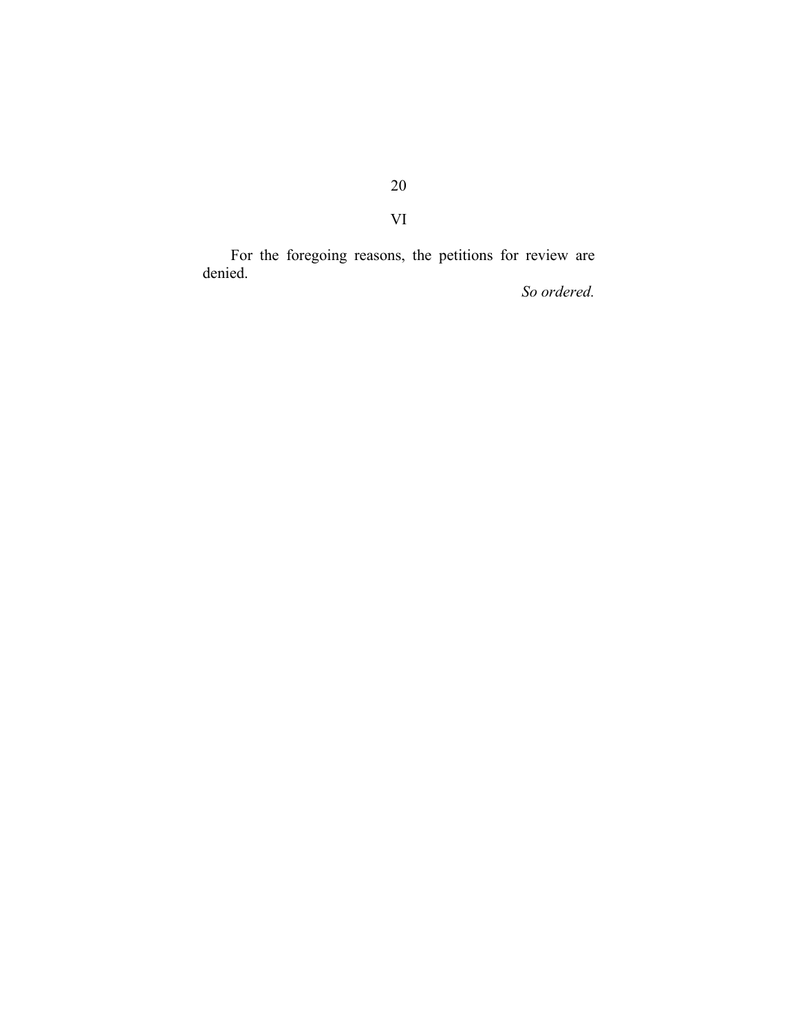## VI

For the foregoing reasons, the petitions for review are denied.

*So ordered.*